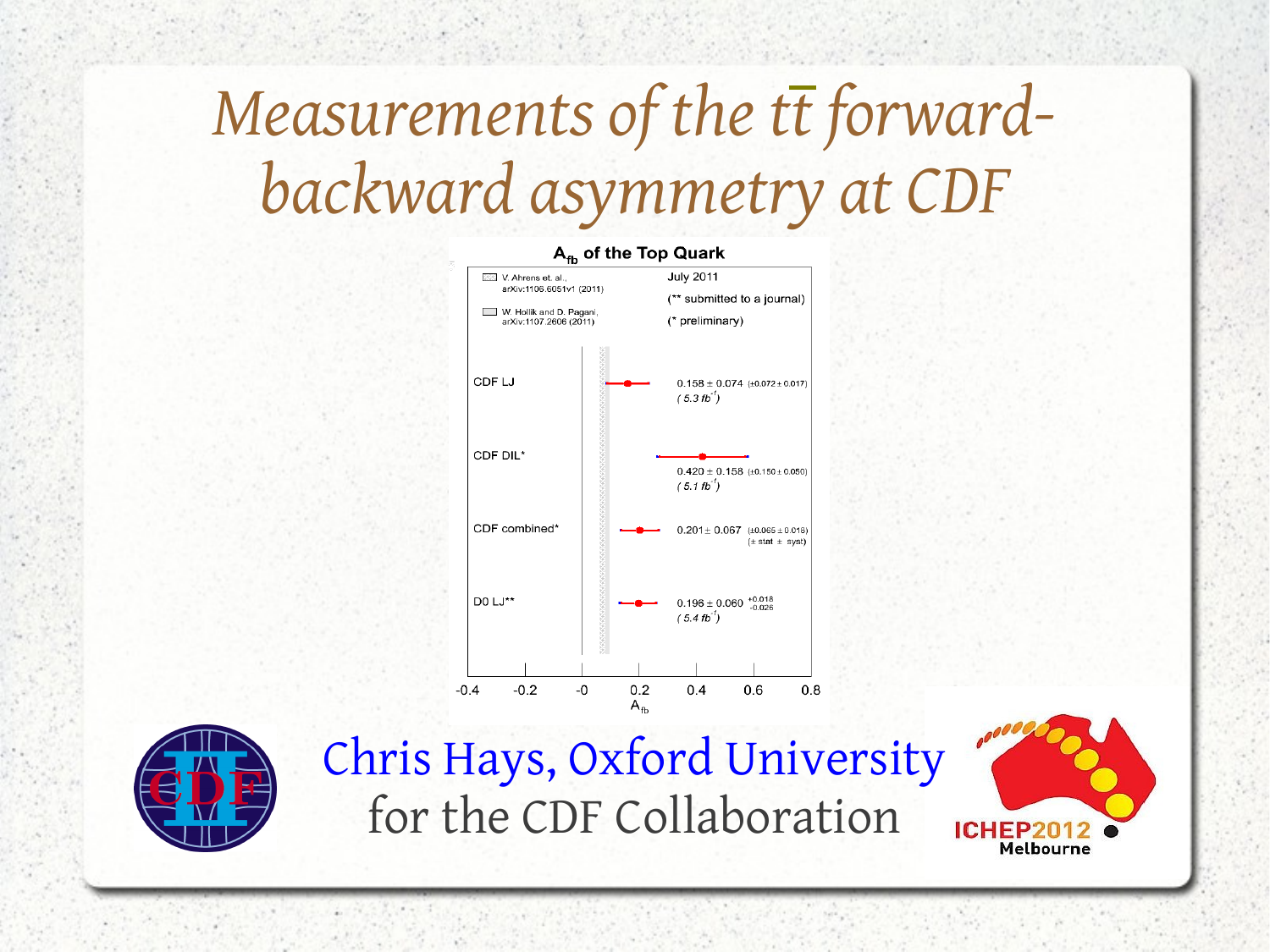# Measurements of the $t\bar{t}$ forward-backward asymmetry at CDF

**$A_{fb}$ of the Top Quark**

July 2011

(** submitted to a journal)

(* preliminary)

V. Ahrens et. al., arXiv:1106.6051v1 (2011)

W. Hollik and D. Pagani, arXiv:1107.2606 (2011)

| Measurement | $A_{fb}$ |
| --- | --- |
| CDF LJ | $0.158 \pm 0.074$ ($\pm 0.072 \pm 0.017$) ($5.3\ fb^{-1}$) |
| CDF DIL* | $0.420 \pm 0.158$ ($\pm 0.150 \pm 0.050$) ($5.1\ fb^{-1}$) |
| CDF combined* | $0.201 \pm 0.067$ ($\pm 0.065 \pm 0.018$) ($\pm$ stat $\pm$ syst) |
| D0 LJ** | $0.196 \pm 0.060\ ^{+0.018}_{-0.026}$ ($5.4\ fb^{-1}$) |

Chris Hays, Oxford University
for the CDF Collaboration

ICHEP2012 Melbourne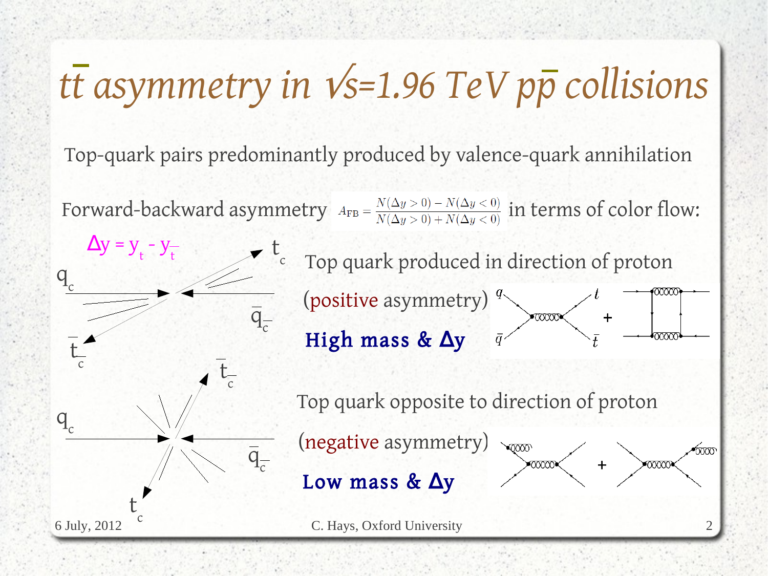# $t\bar{t}$ asymmetry in $\sqrt{s}$=1.96 TeV $p\bar{p}$ collisions

Top-quark pairs predominantly produced by valence-quark annihilation

Forward-backward asymmetry $A_{FB} = \frac{N(\Delta y > 0) - N(\Delta y < 0)}{N(\Delta y > 0) + N(\Delta y < 0)}$ in terms of color flow:

$\Delta y = y_t - y_{\bar{t}}$

Top quark produced in direction of proton

(positive asymmetry)

**High mass & Δy**

Top quark opposite to direction of proton

(negative asymmetry)

**Low mass & Δy**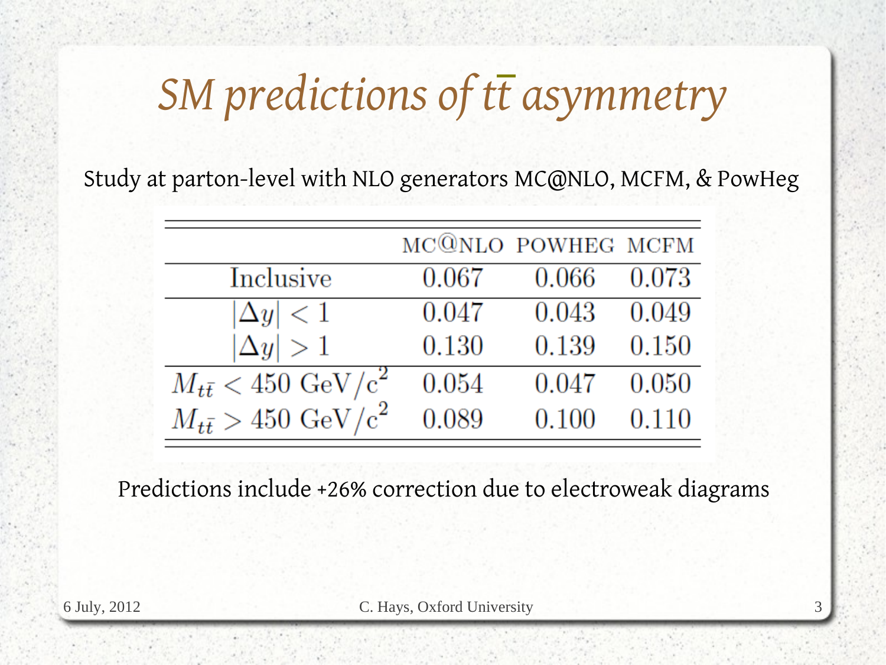# SM predictions of $t\bar{t}$ asymmetry

Study at parton-level with NLO generators MC@NLO, MCFM, & PowHeg

| | MC@NLO | POWHEG | MCFM |
|---|---|---|---|
| Inclusive | 0.067 | 0.066 | 0.073 |
| $\|\Delta y\| < 1$ | 0.047 | 0.043 | 0.049 |
| $\|\Delta y\| > 1$ | 0.130 | 0.139 | 0.150 |
| $M_{t\bar{t}} < 450$ GeV/c$^2$ | 0.054 | 0.047 | 0.050 |
| $M_{t\bar{t}} > 450$ GeV/c$^2$ | 0.089 | 0.100 | 0.110 |

Predictions include +26% correction due to electroweak diagrams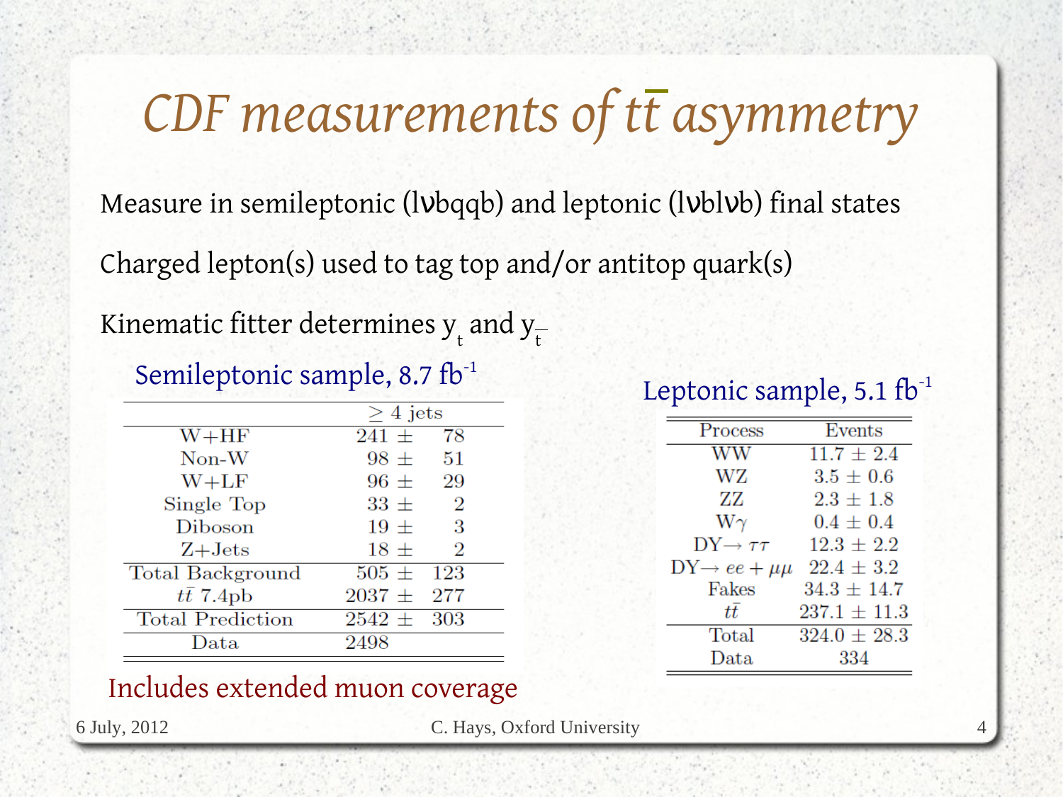# CDF measurements of $t\bar{t}$ asymmetry

Measure in semileptonic (lνbqqb) and leptonic (lνblνb) final states

Charged lepton(s) used to tag top and/or antitop quark(s)

Kinematic fitter determines $y_t$ and $y_{\bar{t}}$

Semileptonic sample, 8.7 $fb^{-1}$

| | $\geq$ 4 jets |
|---|---|
| W+HF | 241 $\pm$ 78 |
| Non-W | 98 $\pm$ 51 |
| W+LF | 96 $\pm$ 29 |
| Single Top | 33 $\pm$ 2 |
| Diboson | 19 $\pm$ 3 |
| Z+Jets | 18 $\pm$ 2 |
| Total Background | 505 $\pm$ 123 |
| $t\bar{t}$ 7.4pb | 2037 $\pm$ 277 |
| Total Prediction | 2542 $\pm$ 303 |
| Data | 2498 |

Includes extended muon coverage

Leptonic sample, 5.1 $fb^{-1}$

| Process | Events |
|---|---|
| WW | 11.7 $\pm$ 2.4 |
| WZ | 3.5 $\pm$ 0.6 |
| ZZ | 2.3 $\pm$ 1.8 |
| W$\gamma$ | 0.4 $\pm$ 0.4 |
| DY$\rightarrow \tau\tau$ | 12.3 $\pm$ 2.2 |
| DY$\rightarrow ee + \mu\mu$ | 22.4 $\pm$ 3.2 |
| Fakes | 34.3 $\pm$ 14.7 |
| $t\bar{t}$ | 237.1 $\pm$ 11.3 |
| Total | 324.0 $\pm$ 28.3 |
| Data | 334 |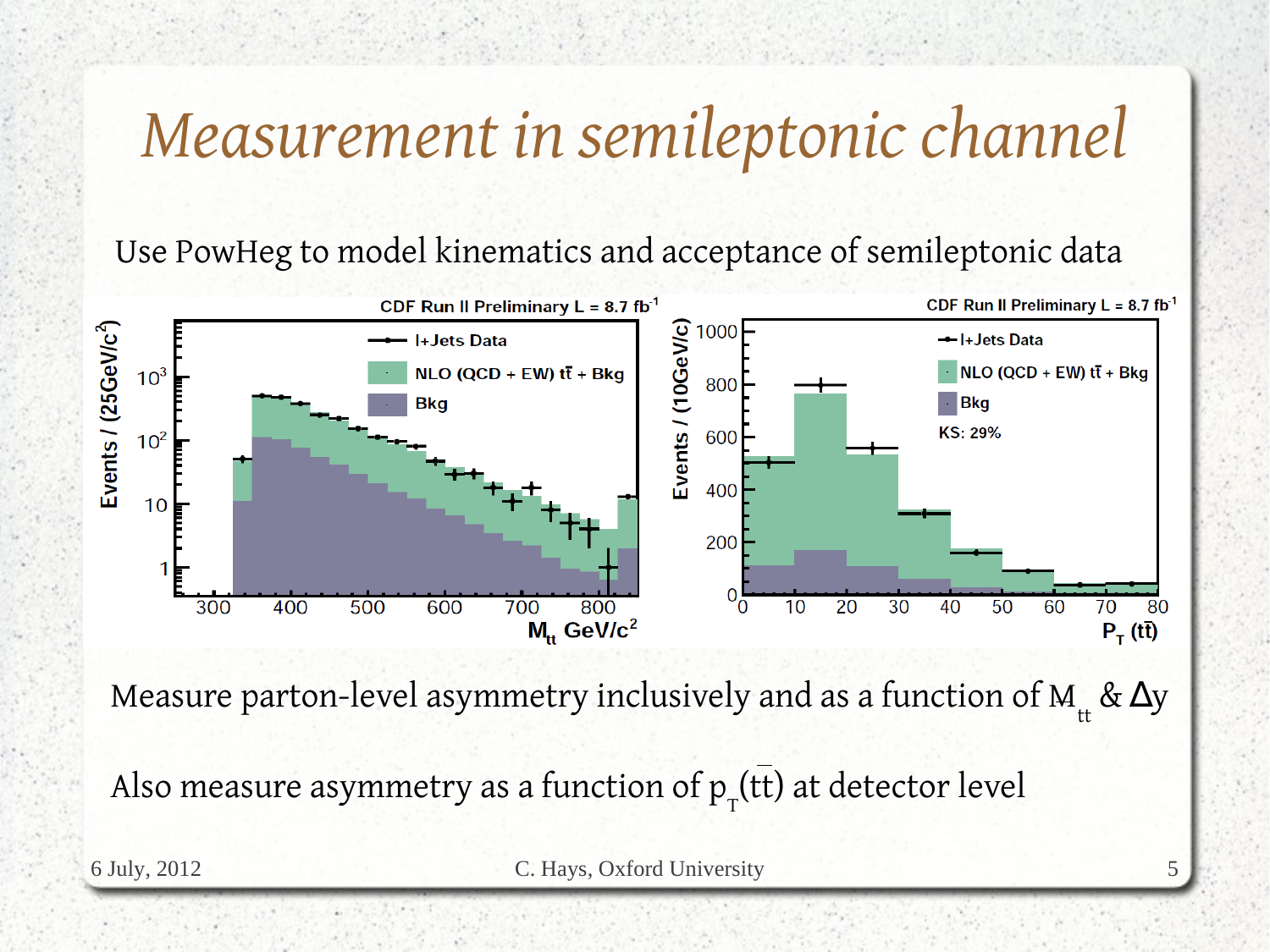# Measurement in semileptonic channel

Use PowHeg to model kinematics and acceptance of semileptonic data

Measure parton-level asymmetry inclusively and as a function of $M_{tt}$ & $\Delta y$

Also measure asymmetry as a function of $p_T(t\bar{t})$ at detector level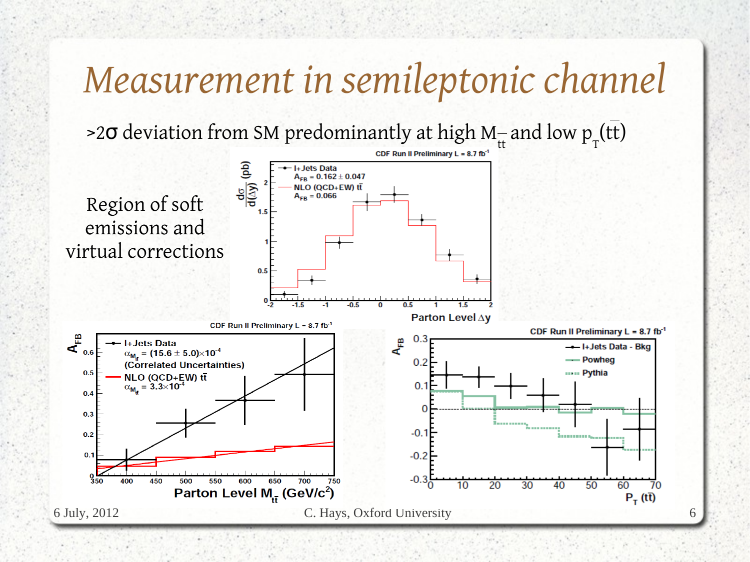# Measurement in semileptonic channel

>2$\sigma$ deviation from SM predominantly at high $M_{t\bar{t}}$ and low $p_T(t\bar{t})$

Region of soft emissions and virtual corrections

CDF Run II Preliminary L = 8.7 fb$^{-1}$

- l+Jets Data: $A_{FB} = 0.162 \pm 0.047$
- NLO (QCD+EW) $t\bar{t}$: $A_{FB} = 0.066$

$\frac{d\sigma}{d(\Delta y)}$ (pb) vs. Parton Level $\Delta y$

CDF Run II Preliminary L = 8.7 fb$^{-1}$

- l+Jets Data: $\alpha_{M_{t\bar{t}}} = (15.6 \pm 5.0)\times10^{-4}$ (Correlated Uncertainties)
- NLO (QCD+EW) $t\bar{t}$: $\alpha_{M_{t\bar{t}}} = 3.3\times10^{-4}$

$A_{FB}$ vs. Parton Level $M_{t\bar{t}}$ (GeV/c$^2$)

CDF Run II Preliminary L = 8.7 fb$^{-1}$

- l+Jets Data - Bkg
- Powheg
- Pythia

$A_{FB}$ vs. $P_T(t\bar{t})$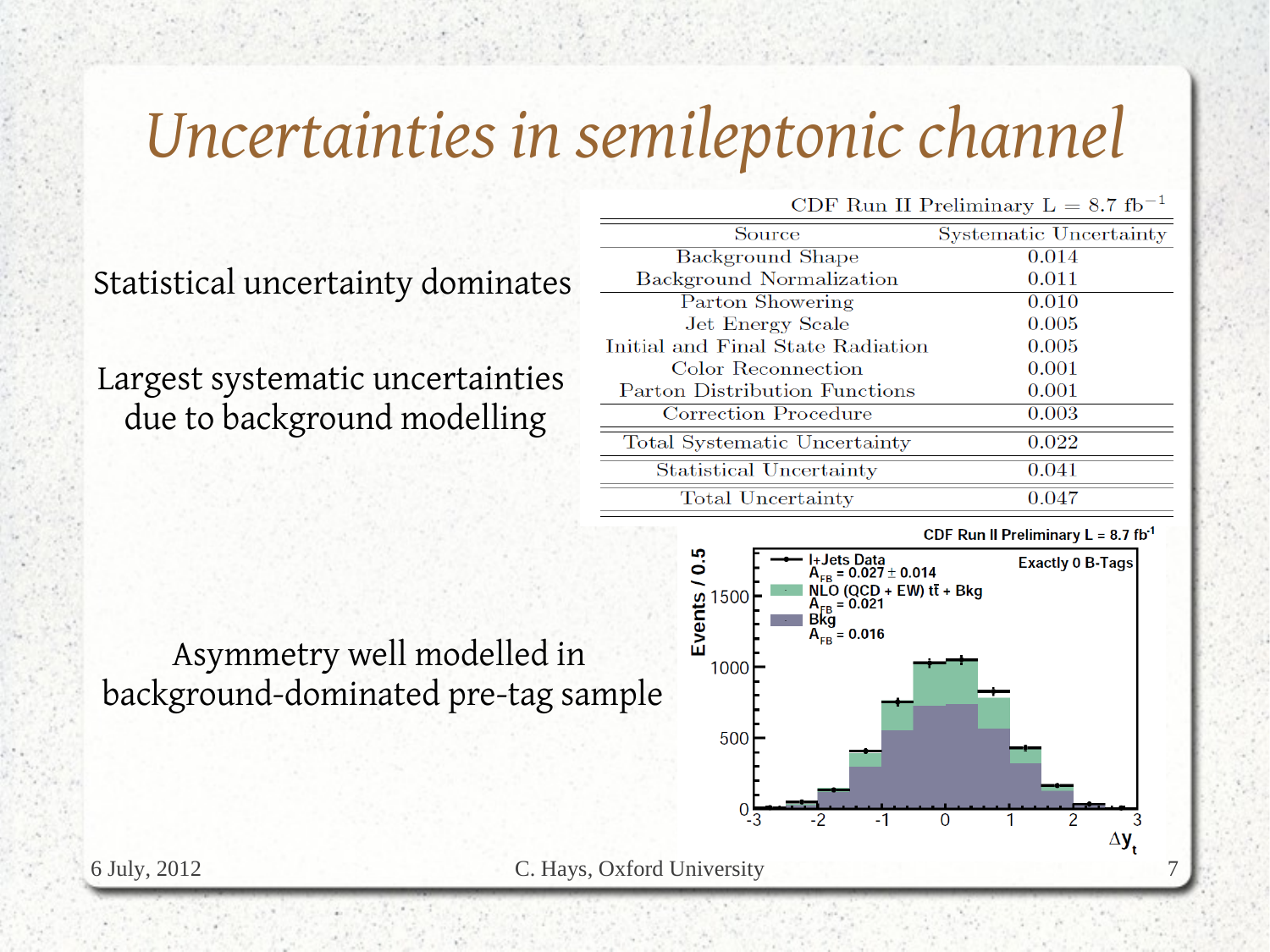# Uncertainties in semileptonic channel

Statistical uncertainty dominates

Largest systematic uncertainties due to background modelling

CDF Run II Preliminary L = 8.7 $fb^{-1}$

| Source | Systematic Uncertainty |
|---|---|
| Background Shape | 0.014 |
| Background Normalization | 0.011 |
| Parton Showering | 0.010 |
| Jet Energy Scale | 0.005 |
| Initial and Final State Radiation | 0.005 |
| Color Reconnection | 0.001 |
| Parton Distribution Functions | 0.001 |
| Correction Procedure | 0.003 |
| Total Systematic Uncertainty | 0.022 |
| Statistical Uncertainty | 0.041 |
| Total Uncertainty | 0.047 |

Asymmetry well modelled in background-dominated pre-tag sample

CDF Run II Preliminary L = 8.7 $fb^{-1}$

Exactly 0 B-Tags

l+Jets Data $A_{FB} = 0.027 \pm 0.014$

NLO (QCD + EW) $t\bar{t}$ + Bkg $A_{FB} = 0.021$

Bkg $A_{FB} = 0.016$

Events / 0.5

$\Delta y_t$

6 July, 2012 C. Hays, Oxford University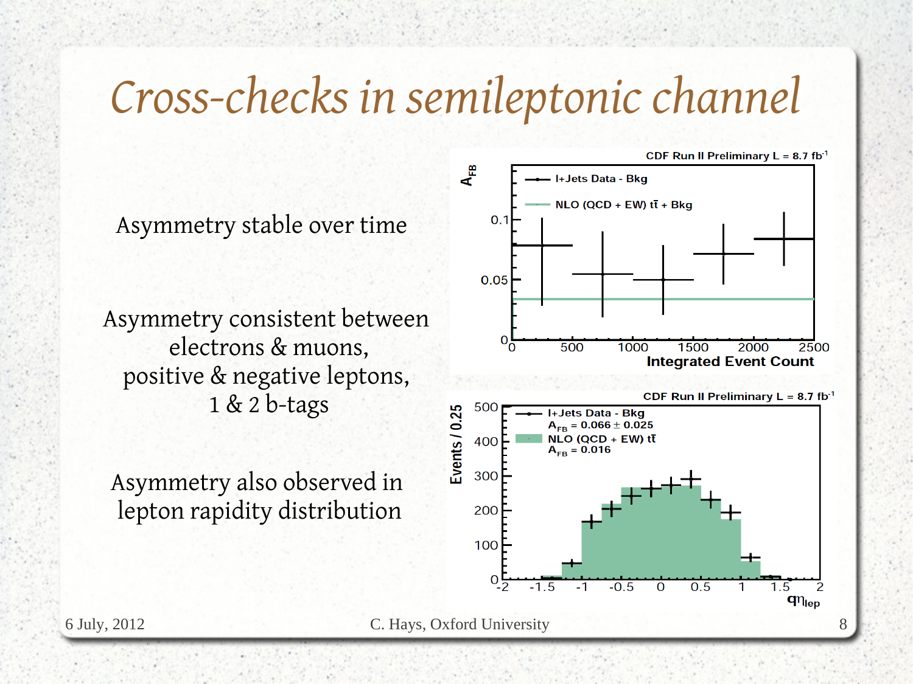# Cross-checks in semileptonic channel

Asymmetry stable over time

Asymmetry consistent between electrons & muons, positive & negative leptons, 1 & 2 b-tags

Asymmetry also observed in lepton rapidity distribution

CDF Run II Preliminary L = 8.7 fb$^{-1}$

$A_{FB}$

l+Jets Data - Bkg

NLO (QCD + EW) $t\bar{t}$ + Bkg

Integrated Event Count

CDF Run II Preliminary L = 8.7 fb$^{-1}$

l+Jets Data - Bkg

$A_{FB}$ = 0.066 ± 0.025

NLO (QCD + EW) $t\bar{t}$

$A_{FB}$ = 0.016

Events / 0.25

$q\eta_{lep}$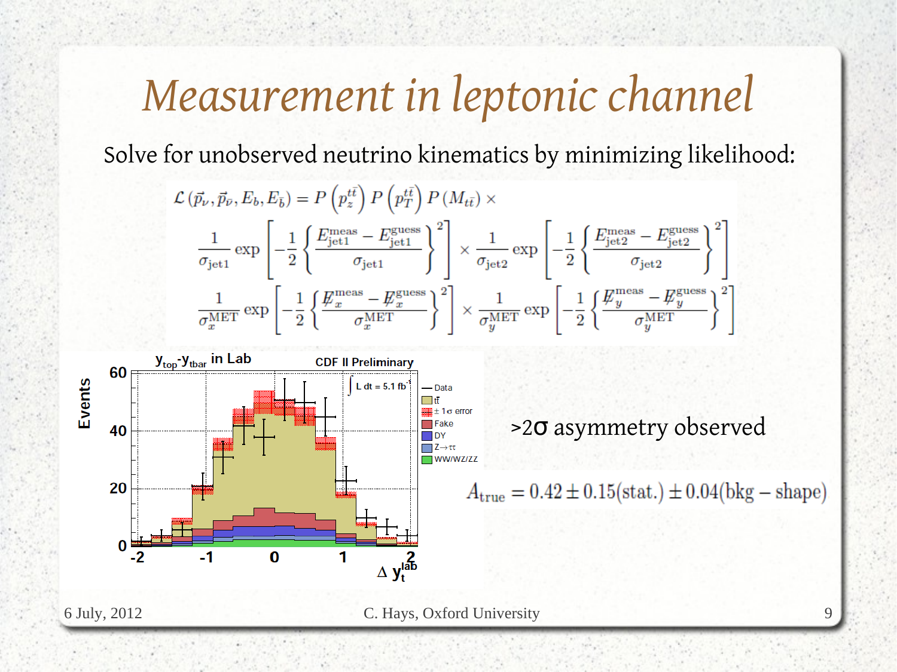# Measurement in leptonic channel

Solve for unobserved neutrino kinematics by minimizing likelihood:

$$\mathcal{L}(\vec{p}_\nu, \vec{p}_{\bar{\nu}}, E_b, E_{\bar{b}}) = P\left(p_z^{t\bar{t}}\right) P\left(p_T^{t\bar{t}}\right) P\left(M_{t\bar{t}}\right) \times$$

$$\frac{1}{\sigma_{\text{jet1}}} \exp\left[-\frac{1}{2}\left\{\frac{E_{\text{jet1}}^{\text{meas}} - E_{\text{jet1}}^{\text{guess}}}{\sigma_{\text{jet1}}}\right\}^2\right] \times \frac{1}{\sigma_{\text{jet2}}} \exp\left[-\frac{1}{2}\left\{\frac{E_{\text{jet2}}^{\text{meas}} - E_{\text{jet2}}^{\text{guess}}}{\sigma_{\text{jet2}}}\right\}^2\right]$$

$$\frac{1}{\sigma_x^{\text{MET}}} \exp\left[-\frac{1}{2}\left\{\frac{\not{E}_x^{\text{meas}} - \not{E}_x^{\text{guess}}}{\sigma_x^{\text{MET}}}\right\}^2\right] \times \frac{1}{\sigma_y^{\text{MET}}} \exp\left[-\frac{1}{2}\left\{\frac{\not{E}_y^{\text{meas}} - \not{E}_y^{\text{guess}}}{\sigma_y^{\text{MET}}}\right\}^2\right]$$

>2σ asymmetry observed

$$A_{\text{true}} = 0.42 \pm 0.15(\text{stat.}) \pm 0.04(\text{bkg} - \text{shape})$$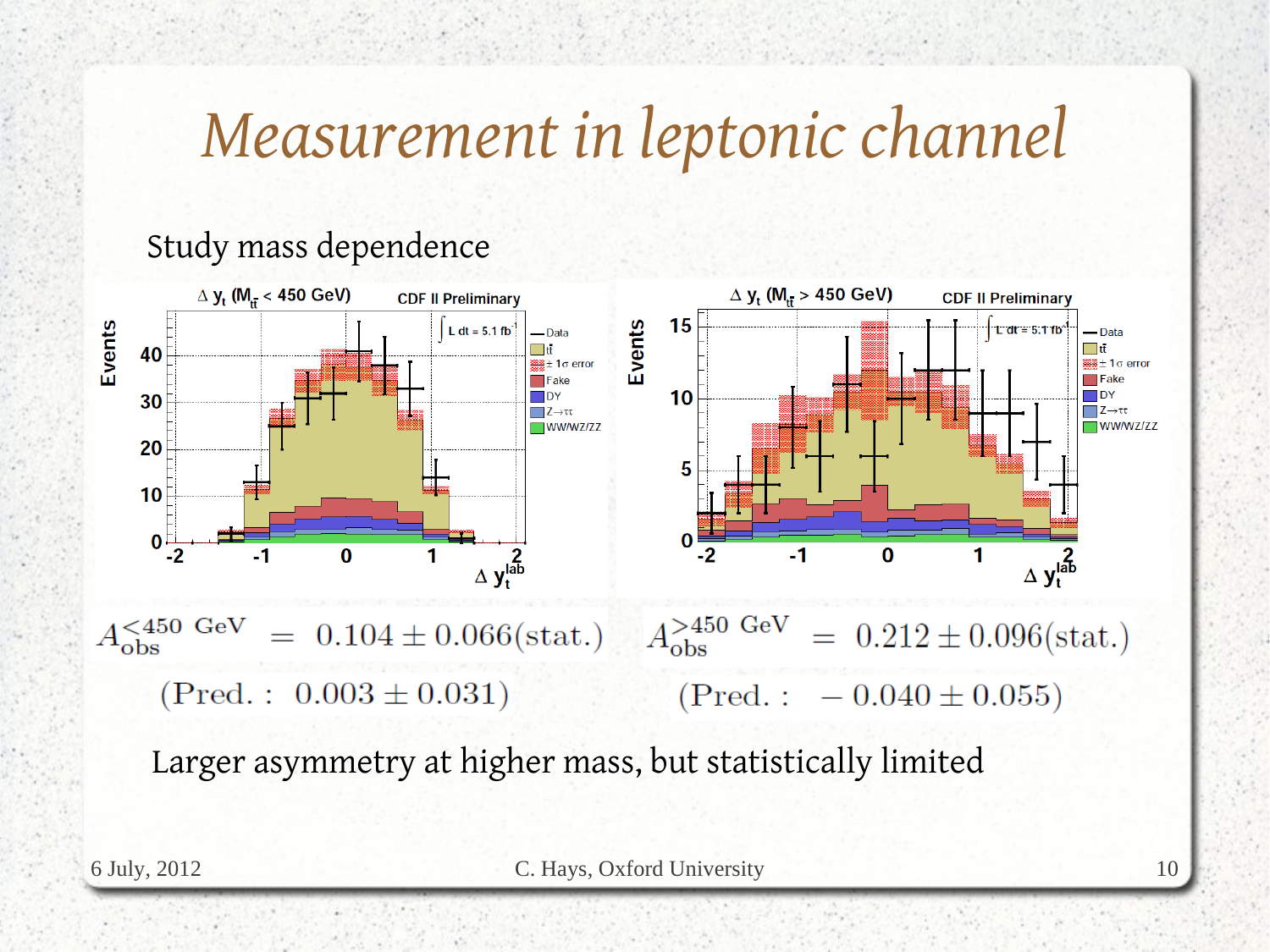# Measurement in leptonic channel

Study mass dependence

$$A_{\text{obs}}^{<450\text{ GeV}} = 0.104 \pm 0.066(\text{stat.})$$

$$(\text{Pred.}: \;\; 0.003 \pm 0.031)$$

$$A_{\text{obs}}^{>450\text{ GeV}} = 0.212 \pm 0.096(\text{stat.})$$

$$(\text{Pred.}: \;\; -0.040 \pm 0.055)$$

Larger asymmetry at higher mass, but statistically limited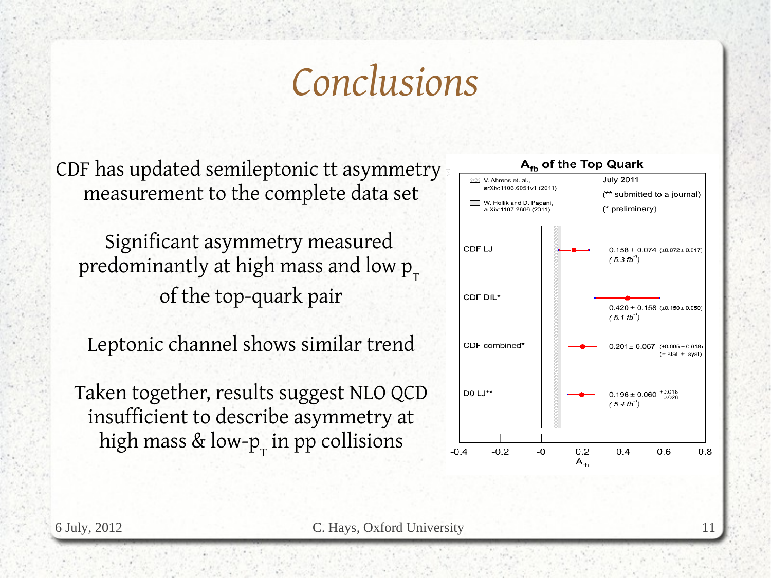# Conclusions

CDF has updated semileptonic $t\bar{t}$ asymmetry measurement to the complete data set

Significant asymmetry measured predominantly at high mass and low $p_T$ of the top-quark pair

Leptonic channel shows similar trend

Taken together, results suggest NLO QCD insufficient to describe asymmetry at high mass & low-$p_T$ in $p\bar{p}$ collisions

$A_{fb}$ of the Top Quark

V. Ahrens et. al., arXiv:1106.6051v1 (2011)

W. Hollik and D. Pagani, arXiv:1107.2606 (2011)

July 2011

(** submitted to a journal)

(* preliminary)

CDF LJ — $0.158 \pm 0.074$ ($\pm 0.072 \pm 0.017$) ($5.3\ fb^{-1}$)

CDF DIL* — $0.420 \pm 0.158$ ($\pm 0.150 \pm 0.050$) ($5.1\ fb^{-1}$)

CDF combined* — $0.201 \pm 0.067$ ($\pm 0.065 \pm 0.018$) ($\pm$ stat $\pm$ syst)

D0 LJ** — $0.196 \pm 0.060$ $^{+0.018}_{-0.026}$ ($5.4\ fb^{-1}$)

-0.4 -0.2 -0 0.2 0.4 0.6 0.8

$A_{fb}$

6 July, 2012 C. Hays, Oxford University